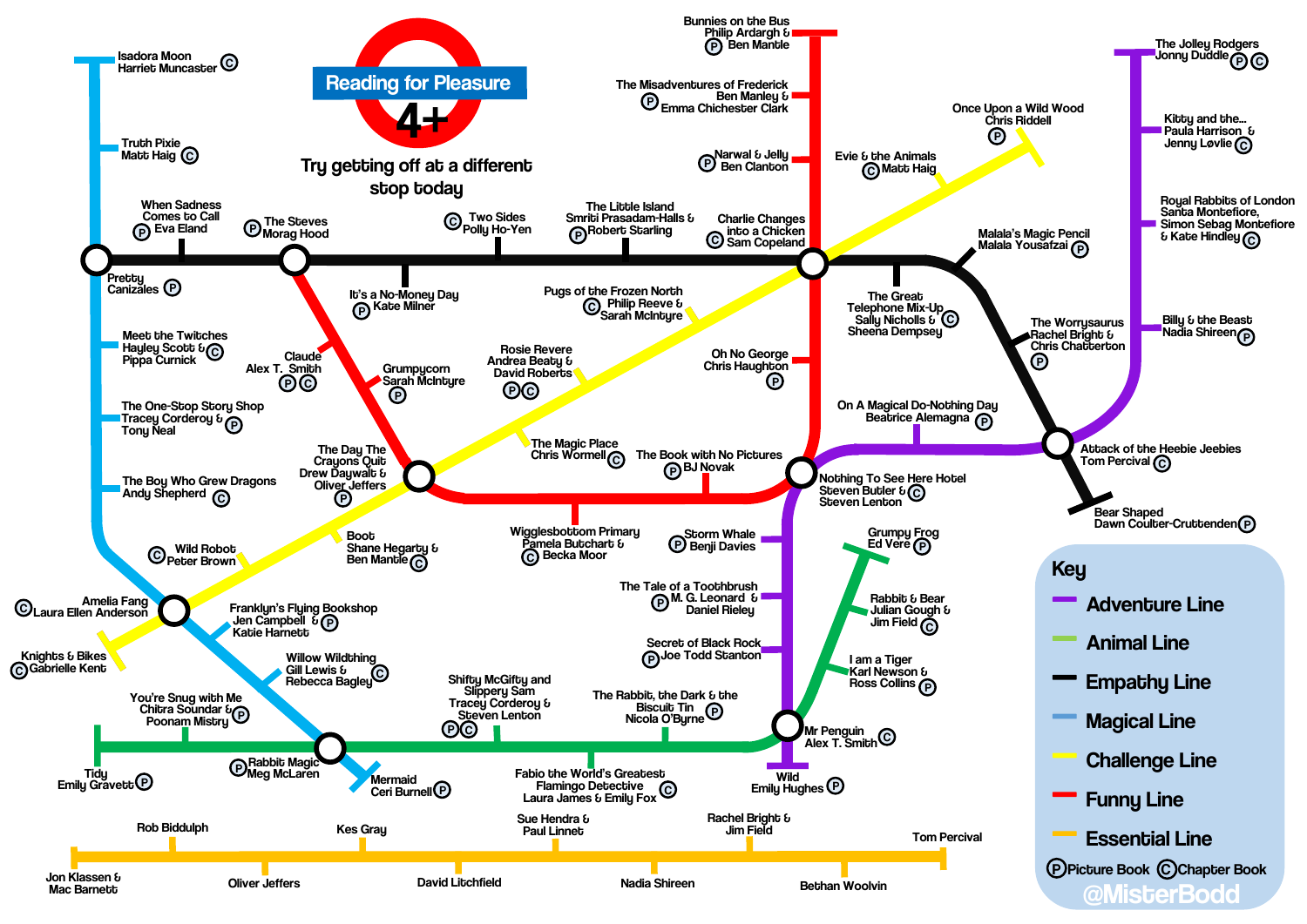# Reading for Pleasure 4+

**Try getting off at a different stop today**

## Magical Line
- Isadora Moon – Harriet Muncaster (C)
- Truth Pixie – Matt Haig (C)
- Pretty Canizales (P)
- Meet the Twitches – Hayley Scott & Pippa Curnick (C)
- The One-Stop Story Shop – Tracey Corderoy & Tony Neal (P)
- The Boy Who Grew Dragons – Andy Shepherd (C)
- Amelia Fang – Laura Ellen Anderson (C)
- Franklyn's Flying Bookshop – Jen Campbell & Katie Harnett (P)
- Willow Wildthing – Gill Lewis & Rebecca Bagley (C)
- You're Snug with Me – Chitra Soundar & Poonam Mistry (P)
- Rabbit Magic – Meg McLaren (P)
- Mermaid – Ceri Burnell (P)

## Empathy Line
- When Sadness Comes to Call – Eva Eland (P)
- The Steves – Morag Hood (P)
- It's a No-Money Day – Kate Milner (P)
- Two Sides – Polly Ho-Yen (C)
- The Little Island – Smriti Prasadam-Halls & Robert Starling (P)
- Charlie Changes into a Chicken – Sam Copeland (C)
- Malala's Magic Pencil – Malala Yousafzai (P)
- The Great Telephone Mix-Up – Sally Nicholls & Sheena Dempsey (C)
- The Worrysaurus – Rachel Bright & Chris Chatterton (P)
- Bear Shaped – Dawn Coulter-Cruttenden (P)

## Funny Line
- Bunnies on the Bus – Philip Ardagh & Ben Mantle (P)
- The Misadventures of Frederick – Ben Manley & Emma Chichester Clark (P)
- Narwal & Jelly – Ben Clanton (P)
- Oh No George – Chris Haughton (P)
- The Book with No Pictures – BJ Novak (P)
- Wigglesbottom Primary – Pamela Butchart & Becka Moor (C)
- Grumpycorn – Sarah McIntyre (P)
- Claude – Alex T. Smith (P) (C)

## Challenge Line
- Once Upon a Wild Wood – Chris Riddell (P)
- Evie & the Animals – Matt Haig (C)
- Pugs of the Frozen North – Philip Reeve & Sarah McIntyre (C)
- Rosie Revere – Andrea Beaty & David Roberts (P) (C)
- The Magic Place – Chris Wormell (C)
- The Day The Crayons Quit – Drew Daywalt & Oliver Jeffers (P)
- Boot – Shane Hegarty & Ben Mantle (C)
- Wild Robot – Peter Brown (C)
- Knights & Bikes – Gabrielle Kent (C)

## Adventure Line
- The Jolley Rodgers – Jonny Duddle (P) (C)
- Kitty and the... – Paula Harrison & Jenny Løvlie (C)
- Royal Rabbits of London – Santa Montefiore, Simon Sebag Montefiore & Kate Hindley (C)
- Billy & the Beast – Nadia Shireen (P)
- Attack of the Heebie Jeebies – Tom Percival (C)
- On A Magical Do-Nothing Day – Beatrice Alemagna (P)
- Nothing To See Here Hotel – Steven Butler & Steven Lenton (C)
- Storm Whale – Benji Davies (P)
- The Tale of a Toothbrush – M. G. Leonard & Daniel Rieley (P)
- Secret of Black Rock – Joe Todd Stanton (P)
- The Rabbit, the Dark & the Biscuit Tin – Nicola O'Byrne (P)
- Wild – Emily Hughes (P)

## Animal Line
- Grumpy Frog – Ed Vere (P)
- Rabbit & Bear – Julian Gough & Jim Field (C)
- I am a Tiger – Karl Newson & Ross Collins (P)
- Mr Penguin – Alex T. Smith (C)
- Fabio the World's Greatest Flamingo Detective – Laura James & Emily Fox (C)
- Shifty McGifty and Slippery Sam – Tracey Corderoy & Steven Lenton (P) (C)
- Tidy – Emily Gravett (P)

## Essential Line
- Jon Klassen & Mac Barnett
- Rob Biddulph
- Oliver Jeffers
- Kes Gray
- David Litchfield
- Sue Hendra & Paul Linnet
- Nadia Shireen
- Rachel Bright & Jim Field
- Bethan Woolvin
- Tom Percival

## Key
- Adventure Line
- Animal Line
- Empathy Line
- Magical Line
- Challenge Line
- Funny Line
- Essential Line

(P) Picture Book (C) Chapter Book

@MisterBodd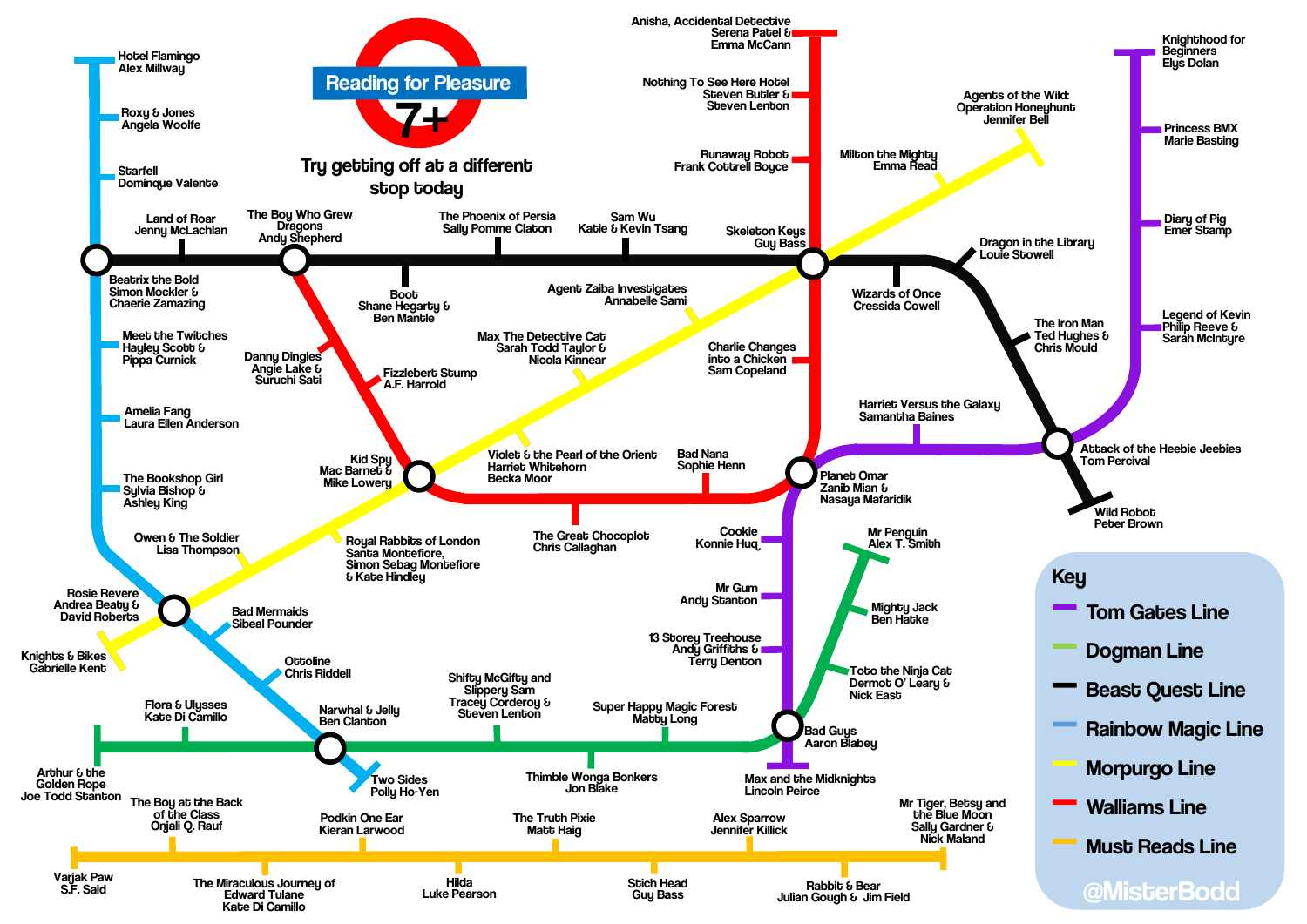# Reading for Pleasure 7+

Try getting off at a different stop today

## Key

- Tom Gates Line
- Dogman Line
- Beast Quest Line
- Rainbow Magic Line
- Morpurgo Line
- Walliams Line
- Must Reads Line

### Rainbow Magic Line

- Hotel Flamingo – Alex Millway
- Roxy & Jones – Angela Woolfe
- Starfell – Dominque Valente
- Beatrix the Bold – Simon Mockler & Chaerie Zamazing
- Meet the Twitches – Hayley Scott & Pippa Curnick
- Amelia Fang – Laura Ellen Anderson
- The Bookshop Girl – Sylvia Bishop & Ashley King
- Rosie Revere – Andrea Beaty & David Roberts
- Bad Mermaids – Sibeal Pounder
- Ottoline – Chris Riddell
- Narwhal & Jelly – Ben Clanton
- Two Sides – Polly Ho-Yen

### Beast Quest Line

- Land of Roar – Jenny McLachlan
- The Boy Who Grew Dragons – Andy Shepherd
- Boot – Shane Hegarty & Ben Mantle
- The Phoenix of Persia – Sally Pomme Claton
- Sam Wu – Katie & Kevin Tsang
- Skeleton Keys – Guy Bass
- Wizards of Once – Cressida Cowell
- Dragon in the Library – Louie Stowell
- The Iron Man – Ted Hughes & Chris Mould
- Attack of the Heebie Jeebies – Tom Percival
- Wild Robot – Peter Brown

### Walliams Line

- Anisha, Accidental Detective – Serena Patel & Emma McCann
- Nothing To See Here Hotel – Steven Butler & Steven Lenton
- Runaway Robot – Frank Cottrell Boyce
- Charlie Changes into a Chicken – Sam Copeland
- Danny Dingles – Angie Lake & Suruchi Sati
- Fizzlebert Stump – A.F. Harrold
- The Great Chocoplot – Chris Callaghan
- Bad Nana – Sophie Henn
- Planet Omar – Zanib Mian & Nasaya Mafaridik

### Morpurgo Line

- Agents of the Wild: Operation Honeyhunt – Jennifer Bell
- Milton the Mighty – Emma Read
- Agent Zaiba Investigates – Annabelle Sami
- Max The Detective Cat – Sarah Todd Taylor & Nicola Kinnear
- Violet & the Pearl of the Orient – Harriet Whitehorn – Becka Moor
- Kid Spy – Mac Barnett & Mike Lowery
- Royal Rabbits of London – Santa Montefiore, Simon Sebag Montefiore & Kate Hindley
- Owen & The Soldier – Lisa Thompson
- Knights & Bikes – Gabrielle Kent

### Tom Gates Line

- Knighthood for Beginners – Elys Dolan
- Princess BMX – Marie Basting
- Diary of Pig – Emer Stamp
- Legend of Kevin – Philip Reeve & Sarah McIntyre
- Harriet Versus the Galaxy – Samantha Baines
- Cookie – Konnie Huq
- Mr Gum – Andy Stanton
- 13 Storey Treehouse – Andy Griffiths & Terry Denton
- Max and the Midknights – Lincoln Peirce

### Dogman Line

- Arthur & the Golden Rope – Joe Todd Stanton
- Flora & Ulysses – Kate Di Camillo
- Shifty McGifty and Slippery Sam – Tracey Corderoy & Steven Lenton
- Thimble Wonga Bonkers – Jon Blake
- Super Happy Magic Forest – Matty Long
- Bad Guys – Aaron Blabey
- Toto the Ninja Cat – Dermot O' Leary & Nick East
- Mighty Jack – Ben Hatke
- Mr Penguin – Alex T. Smith

### Must Reads Line

- Varjak Paw – S.F. Said
- The Boy at the Back of the Class – Onjali Q. Rauf
- The Miraculous Journey of Edward Tulane – Kate Di Camillo
- Podkin One Ear – Kieran Larwood
- Hilda – Luke Pearson
- The Truth Pixie – Matt Haig
- Stich Head – Guy Bass
- Alex Sparrow – Jennifer Killick
- Rabbit & Bear – Julian Gough & Jim Field
- Mr Tiger, Betsy and the Blue Moon – Sally Gardner & Nick Maland

@MisterBodd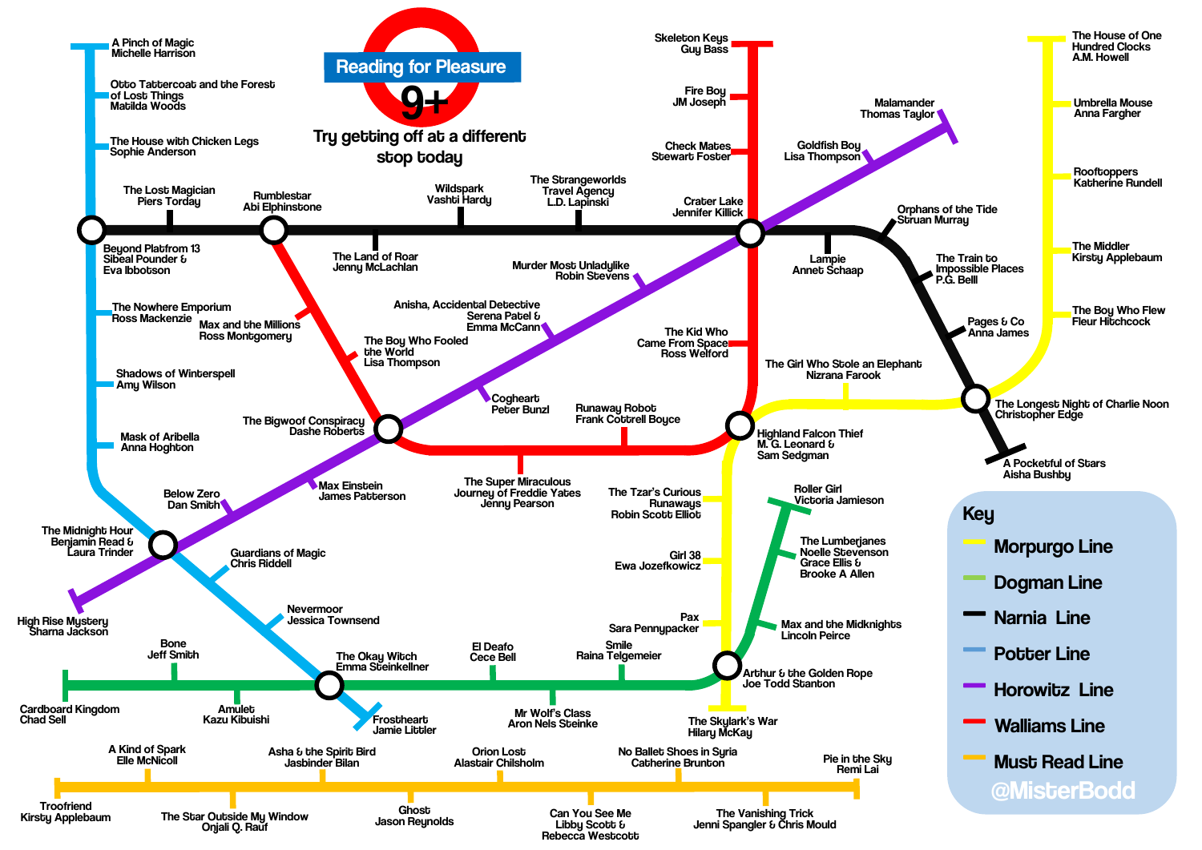# Reading for Pleasure

## 9+

Try getting off at a different stop today

A Pinch of Magic
Michelle Harrison

Otto Tattercoat and the Forest of Lost Things
Matilda Woods

The House with Chicken Legs
Sophie Anderson

The Lost Magician
Piers Torday

Rumblestar
Abi Elphinstone

Wildspark
Vashti Hardy

The Strangeworlds Travel Agency
L.D. Lapinski

Crater Lake
Jennifer Killick

Skeleton Keys
Guy Bass

Fire Boy
JM Joseph

Check Mates
Stewart Foster

Goldfish Boy
Lisa Thompson

Malamander
Thomas Taylor

The House of One Hundred Clocks
A.M. Howell

Umbrella Mouse
Anna Fargher

Rooftoppers
Katherine Rundell

The Middler
Kirsty Applebaum

The Boy Who Flew
Fleur Hitchcock

Orphans of the Tide
Struan Murray

Lampie
Annet Schaap

The Train to Impossible Places
P.G. Bell

Pages & Co
Anna James

The Longest Night of Charlie Noon
Christopher Edge

A Pocketful of Stars
Aisha Bushby

Beyond Platfrom 13
Sibeal Pounder & Eva Ibbotson

The Land of Roar
Jenny McLachlan

Murder Most Unladylike
Robin Stevens

Anisha, Accidental Detective
Serena Patel & Emma McCann

The Boy Who Fooled the World
Lisa Thompson

Max and the Millions
Ross Montgomery

The Nowhere Emporium
Ross Mackenzie

Shadows of Winterspell
Amy Wilson

Mask of Aribella
Anna Hoghton

The Bigwoof Conspiracy
Dashe Roberts

Cogheart
Peter Bunzl

Runaway Robot
Frank Cottrell Boyce

The Kid Who Came From Space
Ross Welford

The Girl Who Stole an Elephant
Nizrana Farook

Highland Falcon Thief
M. G. Leonard & Sam Sedgman

The Super Miraculous Journey of Freddie Yates
Jenny Pearson

Max Einstein
James Patterson

Below Zero
Dan Smith

The Midnight Hour
Benjamin Read & Laura Trinder

Guardians of Magic
Chris Riddell

High Rise Mystery
Sharna Jackson

Nevermoor
Jessica Townsend

The Tzar's Curious Runaways
Robin Scott Elliot

Girl 38
Ewa Jozefkowicz

Pax
Sara Pennypacker

Roller Girl
Victoria Jamieson

The Lumberjanes
Noelle Stevenson Grace Ellis & Brooke A Allen

Max and the Midknights
Lincoln Peirce

Arthur & the Golden Rope
Joe Todd Stanton

The Skylark's War
Hilary McKay

Bone
Jeff Smith

The Okay Witch
Emma Steinkellner

El Deafo
Cece Bell

Smile
Raina Telgemeier

Cardboard Kingdom
Chad Sell

Amulet
Kazu Kibuishi

Mr Wolf's Class
Aron Nels Steinke

Frostheart
Jamie Littler

A Kind of Spark
Elle McNicoll

Asha & the Spirit Bird
Jasbinder Bilan

Orion Lost
Alastair Chisholm

No Ballet Shoes in Syria
Catherine Brunton

Pie in the Sky
Remi Lai

Troofriend
Kirsty Applebaum

The Star Outside My Window
Onjali Q. Rauf

Ghost
Jason Reynolds

Can You See Me
Libby Scott & Rebecca Westcott

The Vanishing Trick
Jenni Spangler & Chris Mould

**Key**

- Morpurgo Line
- Dogman Line
- Narnia Line
- Potter Line
- Horowitz Line
- Walliams Line
- Must Read Line

@MisterBodd